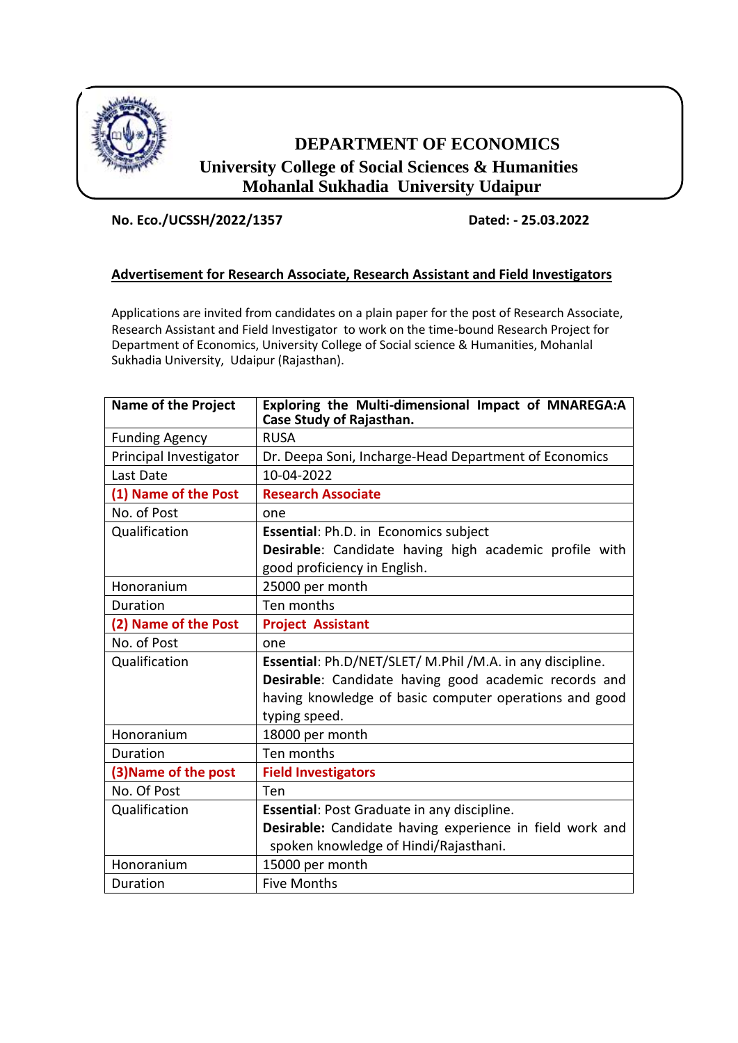# DEPARTMENT OF ECONOMICS
## University College of Social Sciences & Humanities
## Mohanlal Sukhadia University Udaipur

**No. Eco./UCSSH/2022/1357** **Dated: - 25.03.2022**

**Advertisement for Research Associate, Research Assistant and Field Investigators**

Applications are invited from candidates on a plain paper for the post of Research Associate, Research Assistant and Field Investigator to work on the time-bound Research Project for Department of Economics, University College of Social science & Humanities, Mohanlal Sukhadia University, Udaipur (Rajasthan).

| Name of the Project | Exploring the Multi-dimensional Impact of MNAREGA:A Case Study of Rajasthan. |
|---|---|
| Funding Agency | RUSA |
| Principal Investigator | Dr. Deepa Soni, Incharge-Head Department of Economics |
| Last Date | 10-04-2022 |
| **(1) Name of the Post** | **Research Associate** |
| No. of Post | one |
| Qualification | **Essential**: Ph.D. in Economics subject<br>**Desirable**: Candidate having high academic profile with good proficiency in English. |
| Honoranium | 25000 per month |
| Duration | Ten months |
| **(2) Name of the Post** | **Project Assistant** |
| No. of Post | one |
| Qualification | **Essential**: Ph.D/NET/SLET/ M.Phil /M.A. in any discipline.<br>**Desirable**: Candidate having good academic records and having knowledge of basic computer operations and good typing speed. |
| Honoranium | 18000 per month |
| Duration | Ten months |
| **(3)Name of the post** | **Field Investigators** |
| No. Of Post | Ten |
| Qualification | **Essential**: Post Graduate in any discipline.<br>**Desirable:** Candidate having experience in field work and spoken knowledge of Hindi/Rajasthani. |
| Honoranium | 15000 per month |
| Duration | Five Months |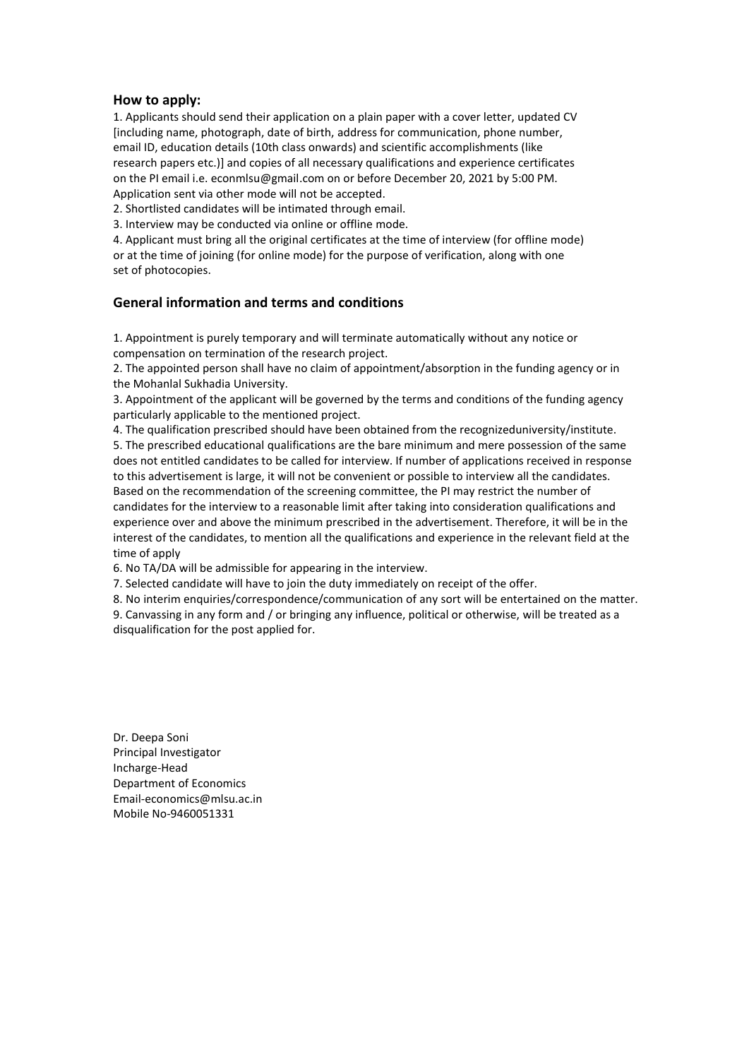## How to apply:

1. Applicants should send their application on a plain paper with a cover letter, updated CV [including name, photograph, date of birth, address for communication, phone number, email ID, education details (10th class onwards) and scientific accomplishments (like research papers etc.)] and copies of all necessary qualifications and experience certificates on the PI email i.e. econmlsu@gmail.com on or before December 20, 2021 by 5:00 PM. Application sent via other mode will not be accepted.
2. Shortlisted candidates will be intimated through email.
3. Interview may be conducted via online or offline mode.
4. Applicant must bring all the original certificates at the time of interview (for offline mode) or at the time of joining (for online mode) for the purpose of verification, along with one set of photocopies.

## General information and terms and conditions

1. Appointment is purely temporary and will terminate automatically without any notice or compensation on termination of the research project.
2. The appointed person shall have no claim of appointment/absorption in the funding agency or in the Mohanlal Sukhadia University.
3. Appointment of the applicant will be governed by the terms and conditions of the funding agency particularly applicable to the mentioned project.
4. The qualification prescribed should have been obtained from the recognizeduniversity/institute.
5. The prescribed educational qualifications are the bare minimum and mere possession of the same does not entitled candidates to be called for interview. If number of applications received in response to this advertisement is large, it will not be convenient or possible to interview all the candidates. Based on the recommendation of the screening committee, the PI may restrict the number of candidates for the interview to a reasonable limit after taking into consideration qualifications and experience over and above the minimum prescribed in the advertisement. Therefore, it will be in the interest of the candidates, to mention all the qualifications and experience in the relevant field at the time of apply
6. No TA/DA will be admissible for appearing in the interview.
7. Selected candidate will have to join the duty immediately on receipt of the offer.
8. No interim enquiries/correspondence/communication of any sort will be entertained on the matter.
9. Canvassing in any form and / or bringing any influence, political or otherwise, will be treated as a disqualification for the post applied for.

Dr. Deepa Soni
Principal Investigator
Incharge-Head
Department of Economics
Email-economics@mlsu.ac.in
Mobile No-9460051331